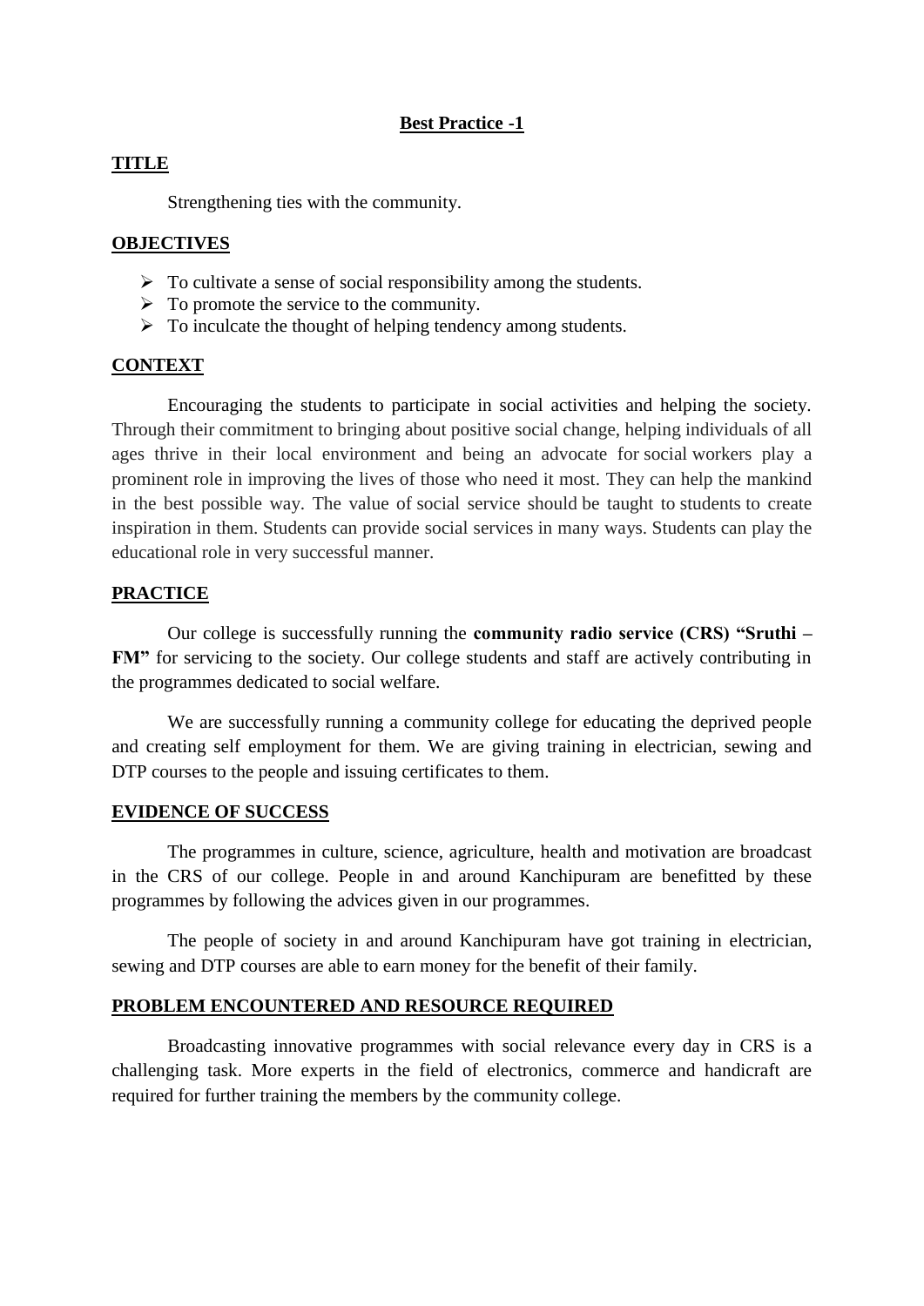# Best Practice -1

## TITLE

Strengthening ties with the community.

## OBJECTIVES

- To cultivate a sense of social responsibility among the students.
- To promote the service to the community.
- To inculcate the thought of helping tendency among students.

## CONTEXT

Encouraging the students to participate in social activities and helping the society. Through their commitment to bringing about positive social change, helping individuals of all ages thrive in their local environment and being an advocate for social workers play a prominent role in improving the lives of those who need it most. They can help the mankind in the best possible way. The value of social service should be taught to students to create inspiration in them. Students can provide social services in many ways. Students can play the educational role in very successful manner.

## PRACTICE

Our college is successfully running the **community radio service (CRS) "Sruthi – FM"** for servicing to the society. Our college students and staff are actively contributing in the programmes dedicated to social welfare.

We are successfully running a community college for educating the deprived people and creating self employment for them. We are giving training in electrician, sewing and DTP courses to the people and issuing certificates to them.

## EVIDENCE OF SUCCESS

The programmes in culture, science, agriculture, health and motivation are broadcast in the CRS of our college. People in and around Kanchipuram are benefitted by these programmes by following the advices given in our programmes.

The people of society in and around Kanchipuram have got training in electrician, sewing and DTP courses are able to earn money for the benefit of their family.

## PROBLEM ENCOUNTERED AND RESOURCE REQUIRED

Broadcasting innovative programmes with social relevance every day in CRS is a challenging task. More experts in the field of electronics, commerce and handicraft are required for further training the members by the community college.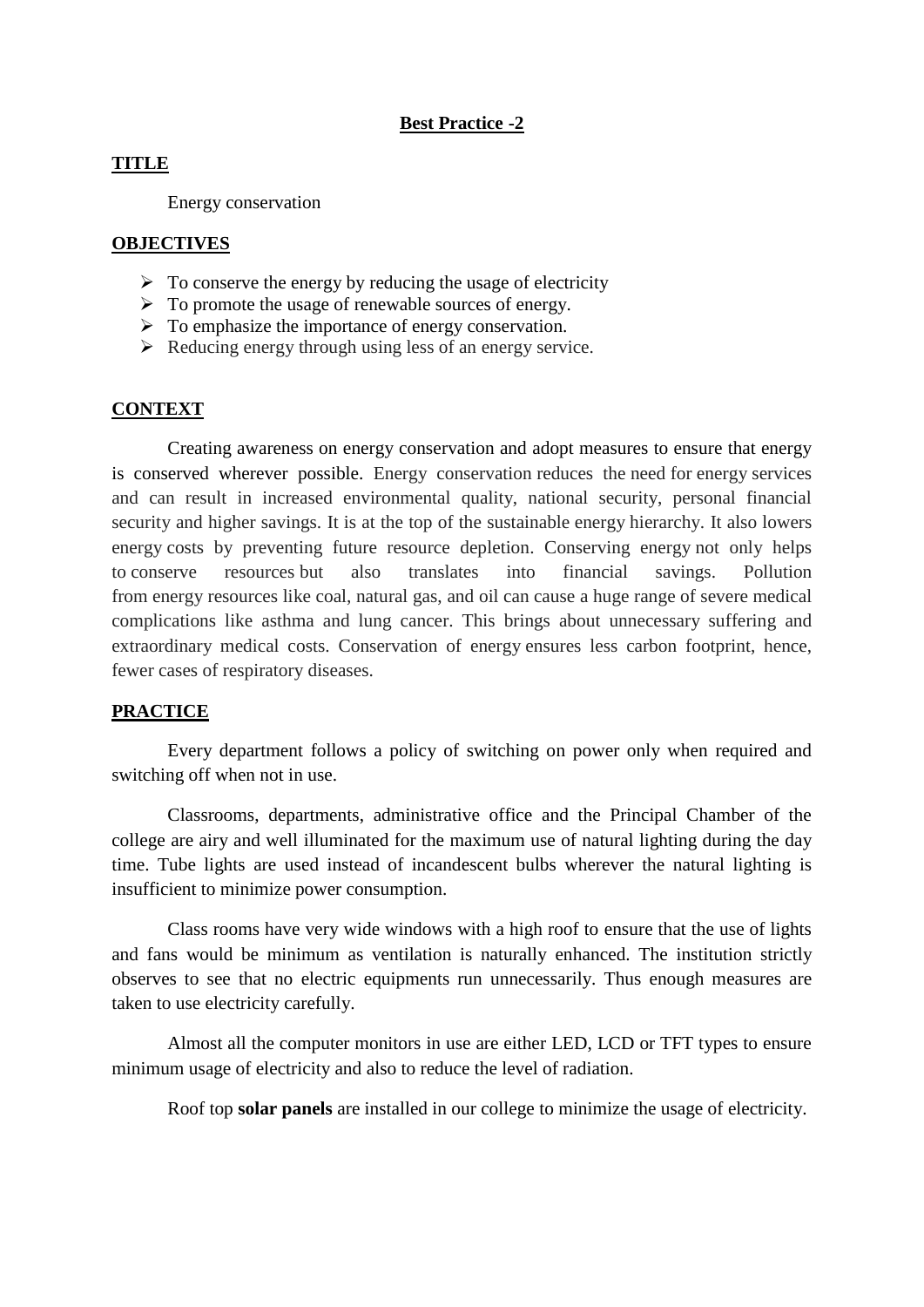## Best Practice -2

**TITLE**

Energy conservation

**OBJECTIVES**

- To conserve the energy by reducing the usage of electricity
- To promote the usage of renewable sources of energy.
- To emphasize the importance of energy conservation.
- Reducing energy through using less of an energy service.

**CONTEXT**

Creating awareness on energy conservation and adopt measures to ensure that energy is conserved wherever possible. Energy conservation reduces the need for energy services and can result in increased environmental quality, national security, personal financial security and higher savings. It is at the top of the sustainable energy hierarchy. It also lowers energy costs by preventing future resource depletion. Conserving energy not only helps to conserve resources but also translates into financial savings. Pollution from energy resources like coal, natural gas, and oil can cause a huge range of severe medical complications like asthma and lung cancer. This brings about unnecessary suffering and extraordinary medical costs. Conservation of energy ensures less carbon footprint, hence, fewer cases of respiratory diseases.

**PRACTICE**

Every department follows a policy of switching on power only when required and switching off when not in use.

Classrooms, departments, administrative office and the Principal Chamber of the college are airy and well illuminated for the maximum use of natural lighting during the day time. Tube lights are used instead of incandescent bulbs wherever the natural lighting is insufficient to minimize power consumption.

Class rooms have very wide windows with a high roof to ensure that the use of lights and fans would be minimum as ventilation is naturally enhanced. The institution strictly observes to see that no electric equipments run unnecessarily. Thus enough measures are taken to use electricity carefully.

Almost all the computer monitors in use are either LED, LCD or TFT types to ensure minimum usage of electricity and also to reduce the level of radiation.

Roof top **solar panels** are installed in our college to minimize the usage of electricity.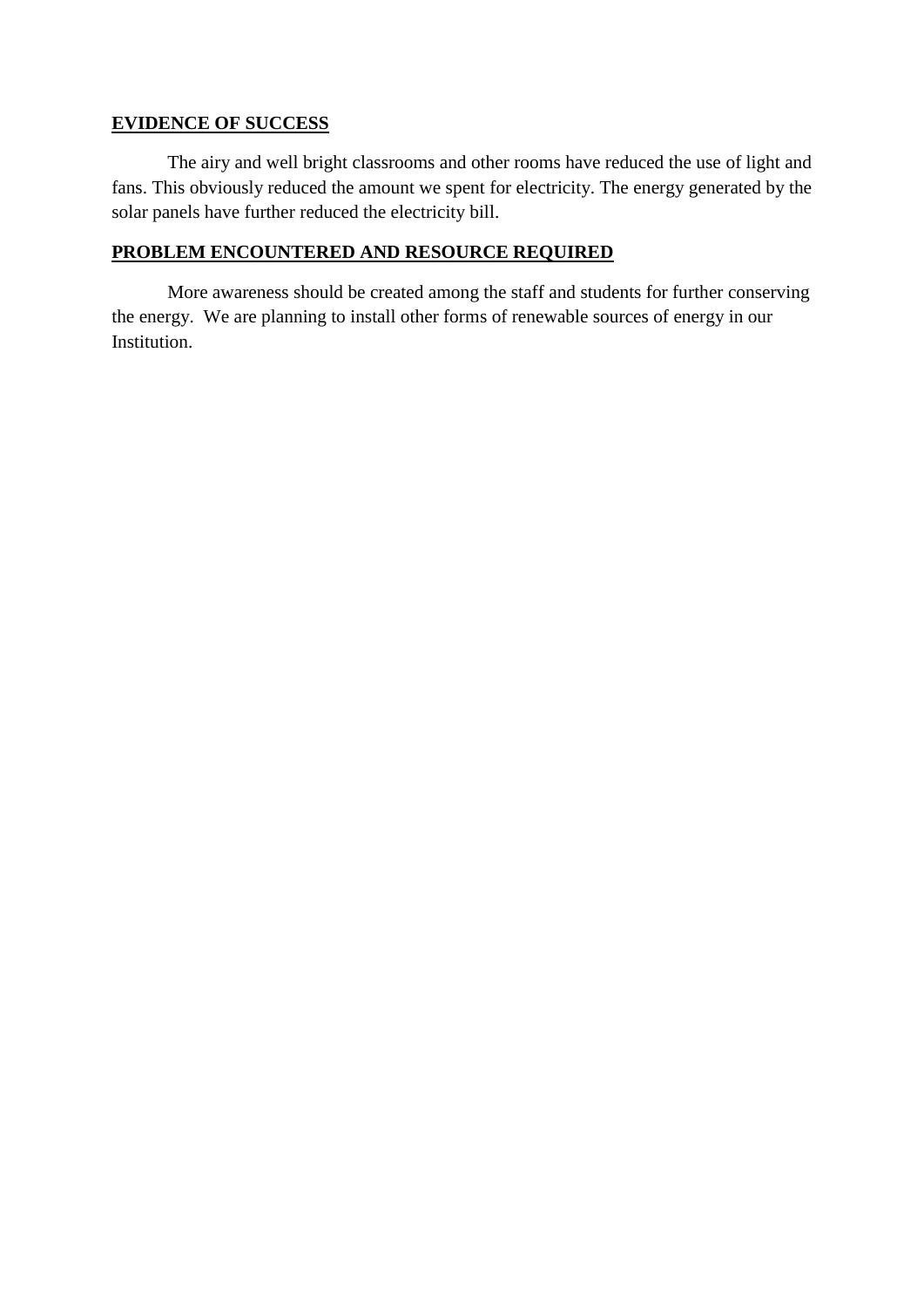## EVIDENCE OF SUCCESS

The airy and well bright classrooms and other rooms have reduced the use of light and fans. This obviously reduced the amount we spent for electricity. The energy generated by the solar panels have further reduced the electricity bill.

## PROBLEM ENCOUNTERED AND RESOURCE REQUIRED

More awareness should be created among the staff and students for further conserving the energy. We are planning to install other forms of renewable sources of energy in our Institution.